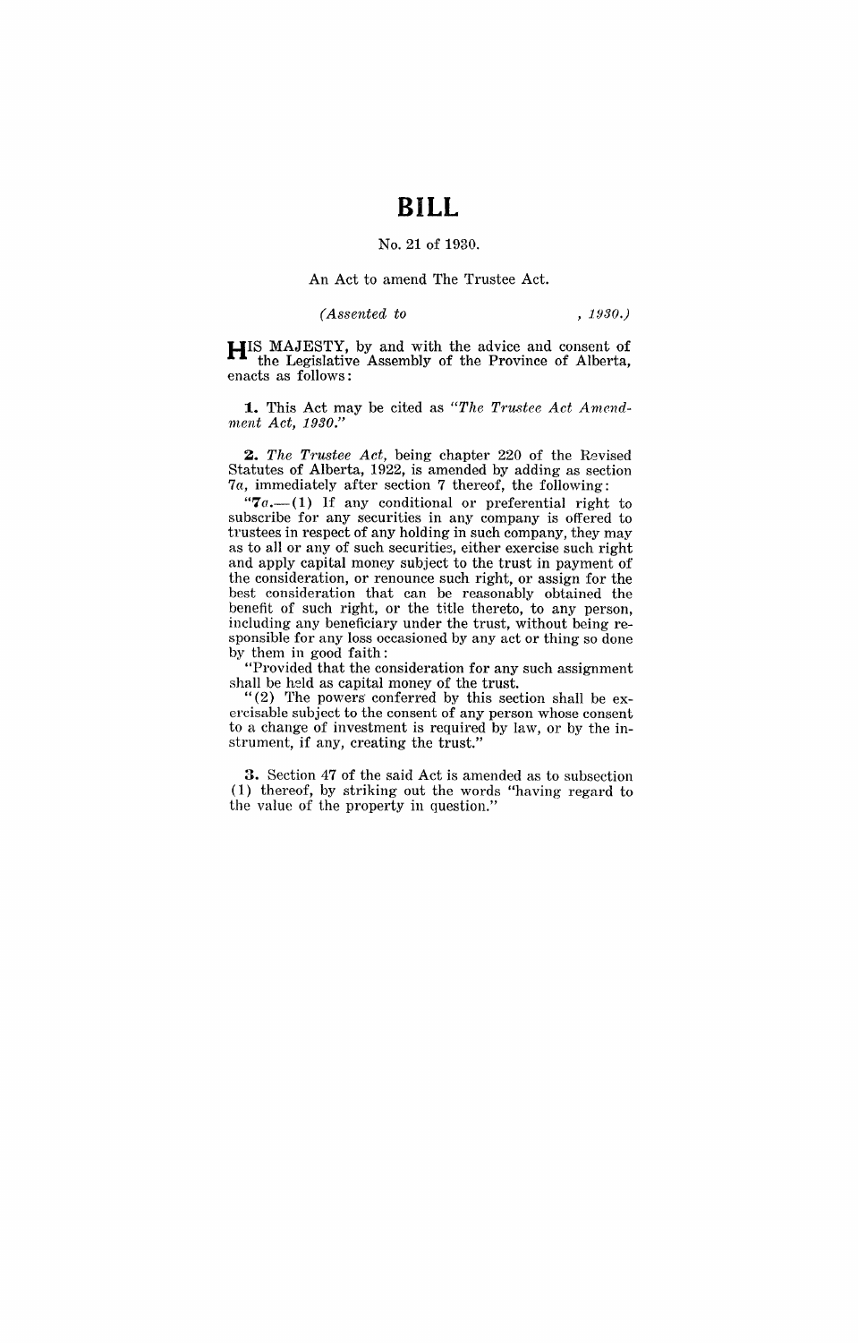# BILL

No. 21 of 1930.

An Act to amend The Trustee Act.

*(Assented to , 1930.)*

HIS MAJESTY, by and with the advice and consent of the Legislative Assembly of the Province of Alberta, enacts as follows:

**1.** This Act may be cited as *"The Trustee Act Amendment Act, 1930."*

**2.** *The Trustee Act,* being chapter 220 of the Revised Statutes of Alberta, 1922, is amended by adding as section 7*a*, immediately after section 7 thereof, the following:

"**7*a*.**—(1) If any conditional or preferential right to subscribe for any securities in any company is offered to trustees in respect of any holding in such company, they may as to all or any of such securities, either exercise such right and apply capital money subject to the trust in payment of the consideration, or renounce such right, or assign for the best consideration that can be reasonably obtained the benefit of such right, or the title thereto, to any person, including any beneficiary under the trust, without being responsible for any loss occasioned by any act or thing so done by them in good faith:

"Provided that the consideration for any such assignment shall be held as capital money of the trust.

"(2) The powers conferred by this section shall be exercisable subject to the consent of any person whose consent to a change of investment is required by law, or by the instrument, if any, creating the trust."

**3.** Section 47 of the said Act is amended as to subsection (1) thereof, by striking out the words "having regard to the value of the property in question."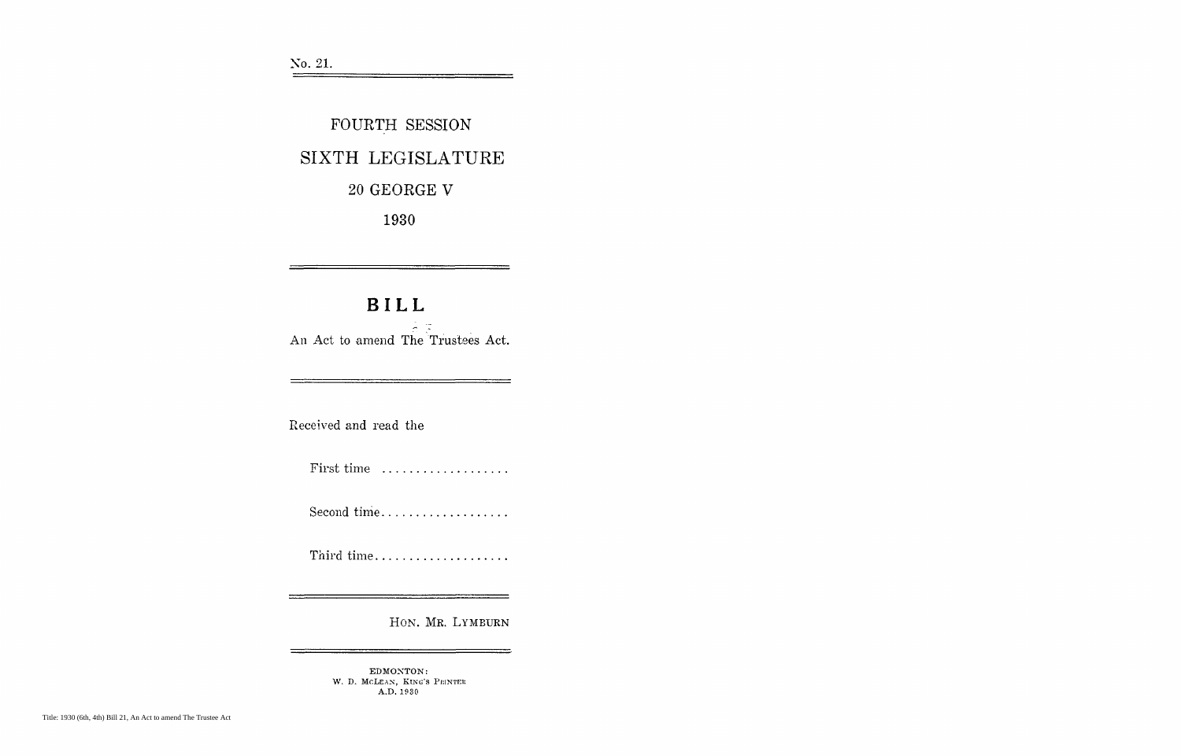No. 21.

# FOURTH SESSION

# SIXTH LEGISLATURE

# 20 GEORGE V

# 1930

## BILL

An Act to amend The Trustees Act.

Received and read the

First time ..................

Second time..................

Third time...................

HON. MR. LYMBURN

EDMONTON:
W. D. MCLEAN, KING'S PRINTER
A.D. 1930

Title: 1930 (6th, 4th) Bill 21, An Act to amend The Trustee Act